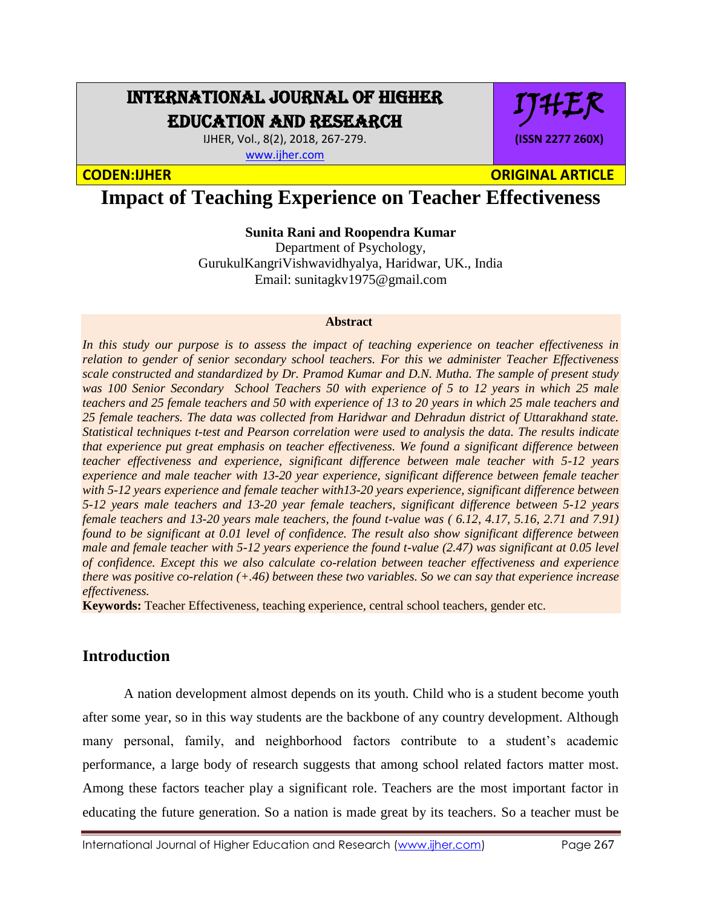# Impact of Teaching Experience on Teacher Effectiveness

**Sunita Rani and Roopendra Kumar**

Department of Psychology,
GurukulKangriVishwavidhyalya, Haridwar, UK., India
Email: sunitagkv1975@gmail.com

**Abstract**

*In this study our purpose is to assess the impact of teaching experience on teacher effectiveness in relation to gender of senior secondary school teachers. For this we administer Teacher Effectiveness scale constructed and standardized by Dr. Pramod Kumar and D.N. Mutha. The sample of present study was 100 Senior Secondary School Teachers 50 with experience of 5 to 12 years in which 25 male teachers and 25 female teachers and 50 with experience of 13 to 20 years in which 25 male teachers and 25 female teachers. The data was collected from Haridwar and Dehradun district of Uttarakhand state. Statistical techniques t-test and Pearson correlation were used to analysis the data. The results indicate that experience put great emphasis on teacher effectiveness. We found a significant difference between teacher effectiveness and experience, significant difference between male teacher with 5-12 years experience and male teacher with 13-20 year experience, significant difference between female teacher with 5-12 years experience and female teacher with13-20 years experience, significant difference between 5-12 years male teachers and 13-20 year female teachers, significant difference between 5-12 years female teachers and 13-20 years male teachers, the found t-value was ( 6.12, 4.17, 5.16, 2.71 and 7.91) found to be significant at 0.01 level of confidence. The result also show significant difference between male and female teacher with 5-12 years experience the found t-value (2.47) was significant at 0.05 level of confidence. Except this we also calculate co-relation between teacher effectiveness and experience there was positive co-relation (+.46) between these two variables. So we can say that experience increase effectiveness.*

**Keywords:** Teacher Effectiveness, teaching experience, central school teachers, gender etc.

## Introduction

A nation development almost depends on its youth. Child who is a student become youth after some year, so in this way students are the backbone of any country development. Although many personal, family, and neighborhood factors contribute to a student's academic performance, a large body of research suggests that among school related factors matter most. Among these factors teacher play a significant role. Teachers are the most important factor in educating the future generation. So a nation is made great by its teachers. So a teacher must be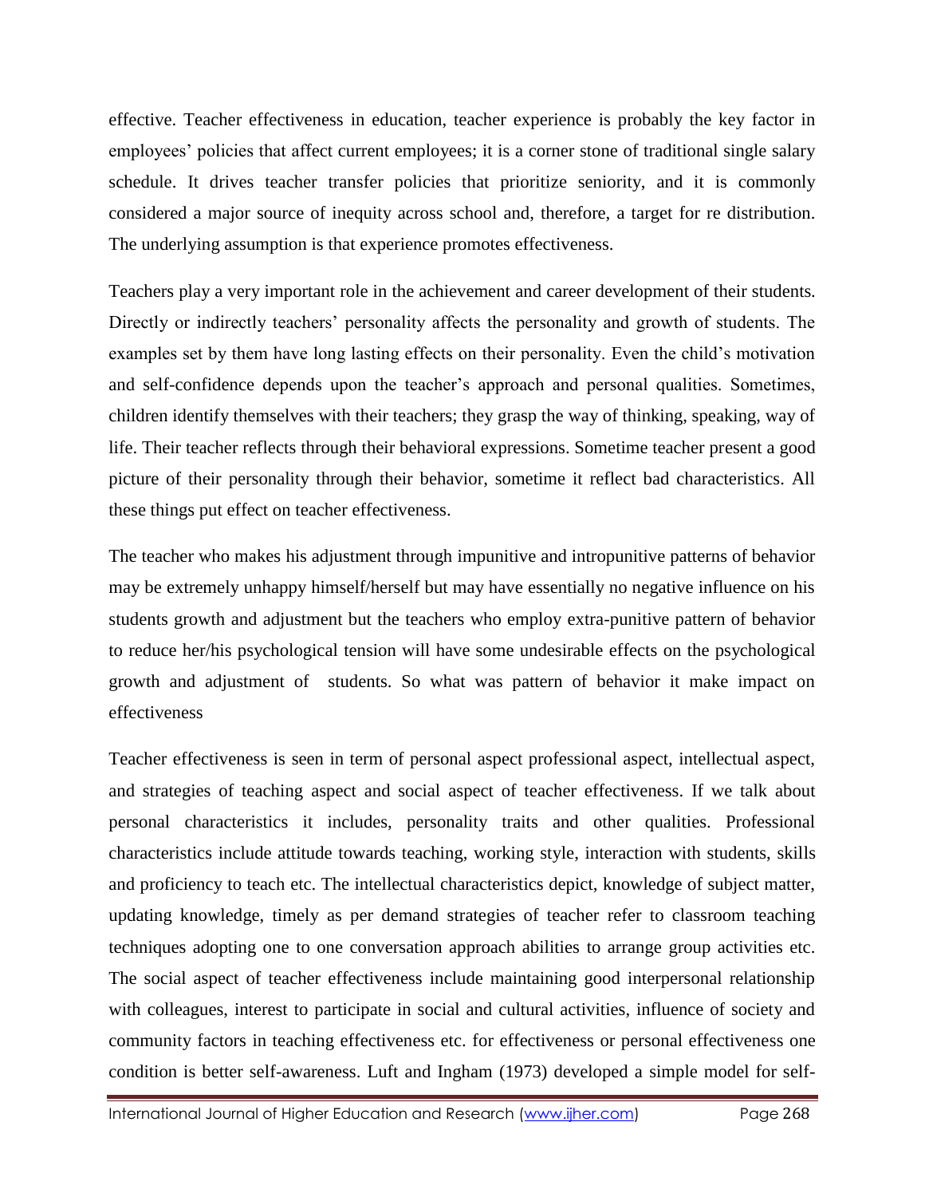effective. Teacher effectiveness in education, teacher experience is probably the key factor in employees' policies that affect current employees; it is a corner stone of traditional single salary schedule. It drives teacher transfer policies that prioritize seniority, and it is commonly considered a major source of inequity across school and, therefore, a target for re distribution. The underlying assumption is that experience promotes effectiveness.

Teachers play a very important role in the achievement and career development of their students. Directly or indirectly teachers' personality affects the personality and growth of students. The examples set by them have long lasting effects on their personality. Even the child's motivation and self-confidence depends upon the teacher's approach and personal qualities. Sometimes, children identify themselves with their teachers; they grasp the way of thinking, speaking, way of life. Their teacher reflects through their behavioral expressions. Sometime teacher present a good picture of their personality through their behavior, sometime it reflect bad characteristics. All these things put effect on teacher effectiveness.

The teacher who makes his adjustment through impunitive and intropunitive patterns of behavior may be extremely unhappy himself/herself but may have essentially no negative influence on his students growth and adjustment but the teachers who employ extra-punitive pattern of behavior to reduce her/his psychological tension will have some undesirable effects on the psychological growth and adjustment of students. So what was pattern of behavior it make impact on effectiveness

Teacher effectiveness is seen in term of personal aspect professional aspect, intellectual aspect, and strategies of teaching aspect and social aspect of teacher effectiveness. If we talk about personal characteristics it includes, personality traits and other qualities. Professional characteristics include attitude towards teaching, working style, interaction with students, skills and proficiency to teach etc. The intellectual characteristics depict, knowledge of subject matter, updating knowledge, timely as per demand strategies of teacher refer to classroom teaching techniques adopting one to one conversation approach abilities to arrange group activities etc. The social aspect of teacher effectiveness include maintaining good interpersonal relationship with colleagues, interest to participate in social and cultural activities, influence of society and community factors in teaching effectiveness etc. for effectiveness or personal effectiveness one condition is better self-awareness. Luft and Ingham (1973) developed a simple model for self-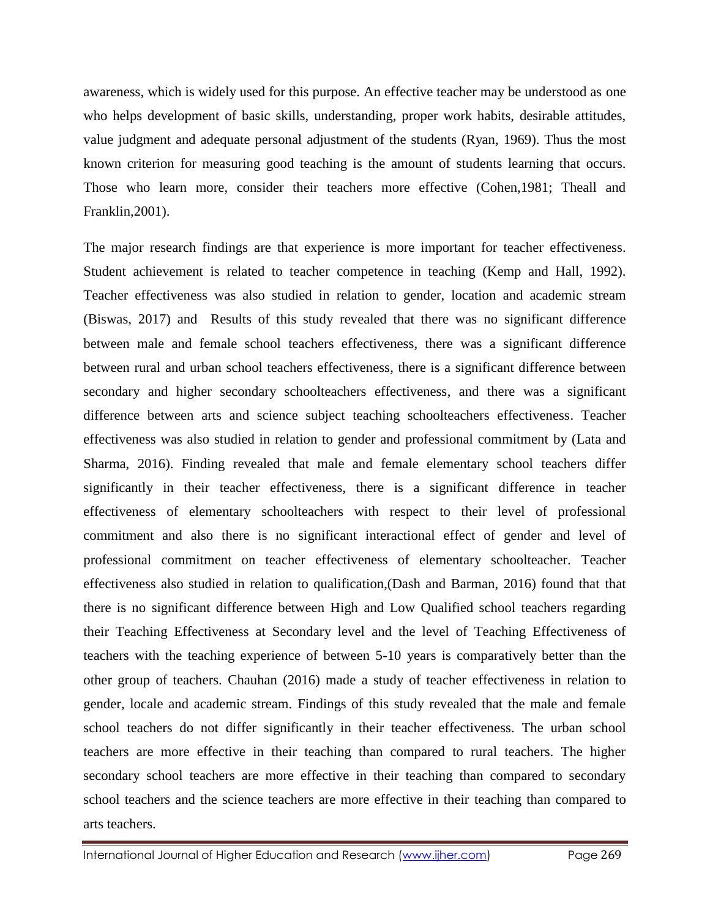awareness, which is widely used for this purpose. An effective teacher may be understood as one who helps development of basic skills, understanding, proper work habits, desirable attitudes, value judgment and adequate personal adjustment of the students (Ryan, 1969). Thus the most known criterion for measuring good teaching is the amount of students learning that occurs. Those who learn more, consider their teachers more effective (Cohen,1981; Theall and Franklin,2001).

The major research findings are that experience is more important for teacher effectiveness. Student achievement is related to teacher competence in teaching (Kemp and Hall, 1992). Teacher effectiveness was also studied in relation to gender, location and academic stream (Biswas, 2017) and Results of this study revealed that there was no significant difference between male and female school teachers effectiveness, there was a significant difference between rural and urban school teachers effectiveness, there is a significant difference between secondary and higher secondary schoolteachers effectiveness, and there was a significant difference between arts and science subject teaching schoolteachers effectiveness. Teacher effectiveness was also studied in relation to gender and professional commitment by (Lata and Sharma, 2016). Finding revealed that male and female elementary school teachers differ significantly in their teacher effectiveness, there is a significant difference in teacher effectiveness of elementary schoolteachers with respect to their level of professional commitment and also there is no significant interactional effect of gender and level of professional commitment on teacher effectiveness of elementary schoolteacher. Teacher effectiveness also studied in relation to qualification,(Dash and Barman, 2016) found that that there is no significant difference between High and Low Qualified school teachers regarding their Teaching Effectiveness at Secondary level and the level of Teaching Effectiveness of teachers with the teaching experience of between 5-10 years is comparatively better than the other group of teachers. Chauhan (2016) made a study of teacher effectiveness in relation to gender, locale and academic stream. Findings of this study revealed that the male and female school teachers do not differ significantly in their teacher effectiveness. The urban school teachers are more effective in their teaching than compared to rural teachers. The higher secondary school teachers are more effective in their teaching than compared to secondary school teachers and the science teachers are more effective in their teaching than compared to arts teachers.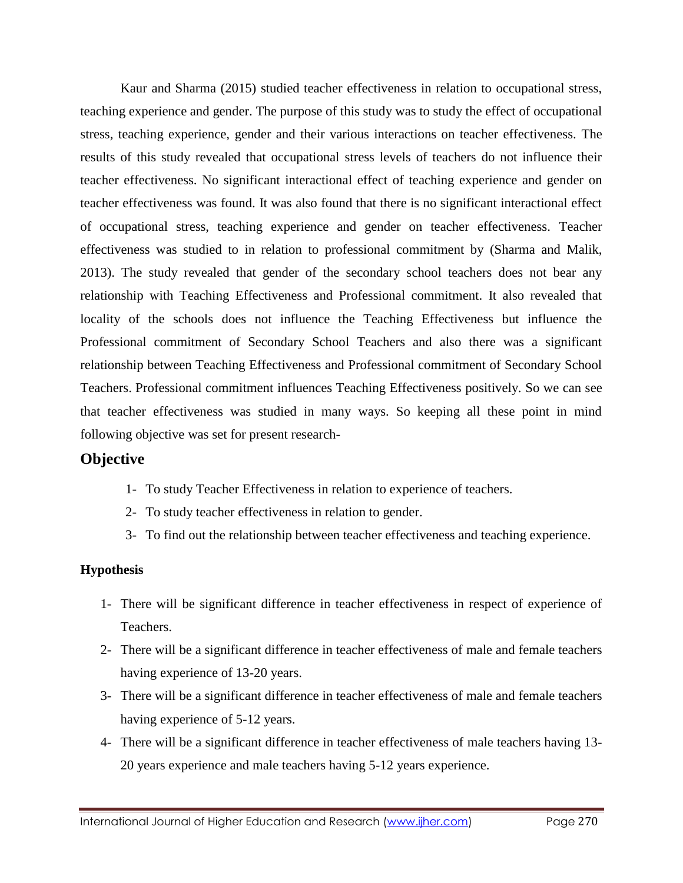Kaur and Sharma (2015) studied teacher effectiveness in relation to occupational stress, teaching experience and gender. The purpose of this study was to study the effect of occupational stress, teaching experience, gender and their various interactions on teacher effectiveness. The results of this study revealed that occupational stress levels of teachers do not influence their teacher effectiveness. No significant interactional effect of teaching experience and gender on teacher effectiveness was found. It was also found that there is no significant interactional effect of occupational stress, teaching experience and gender on teacher effectiveness. Teacher effectiveness was studied to in relation to professional commitment by (Sharma and Malik, 2013). The study revealed that gender of the secondary school teachers does not bear any relationship with Teaching Effectiveness and Professional commitment. It also revealed that locality of the schools does not influence the Teaching Effectiveness but influence the Professional commitment of Secondary School Teachers and also there was a significant relationship between Teaching Effectiveness and Professional commitment of Secondary School Teachers. Professional commitment influences Teaching Effectiveness positively. So we can see that teacher effectiveness was studied in many ways. So keeping all these point in mind following objective was set for present research-

## Objective

1- To study Teacher Effectiveness in relation to experience of teachers.

2- To study teacher effectiveness in relation to gender.

3- To find out the relationship between teacher effectiveness and teaching experience.

**Hypothesis**

1- There will be significant difference in teacher effectiveness in respect of experience of Teachers.

2- There will be a significant difference in teacher effectiveness of male and female teachers having experience of 13-20 years.

3- There will be a significant difference in teacher effectiveness of male and female teachers having experience of 5-12 years.

4- There will be a significant difference in teacher effectiveness of male teachers having 13-20 years experience and male teachers having 5-12 years experience.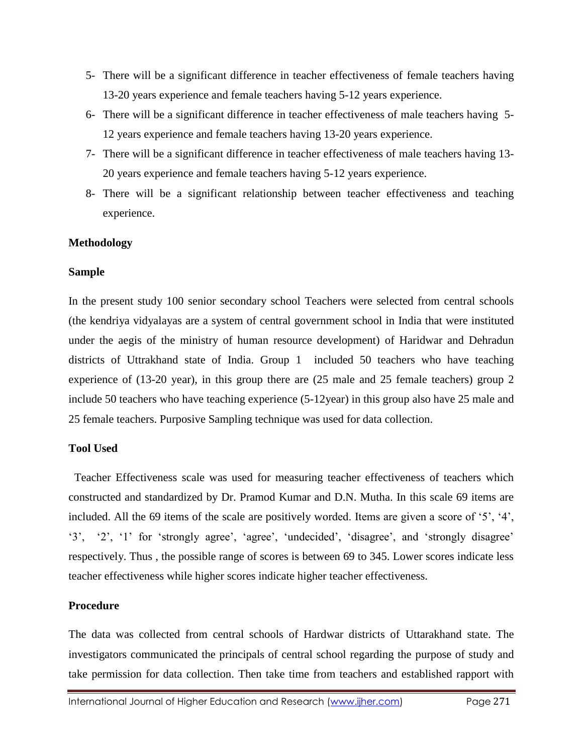5- There will be a significant difference in teacher effectiveness of female teachers having 13-20 years experience and female teachers having 5-12 years experience.

6- There will be a significant difference in teacher effectiveness of male teachers having 5-12 years experience and female teachers having 13-20 years experience.

7- There will be a significant difference in teacher effectiveness of male teachers having 13-20 years experience and female teachers having 5-12 years experience.

8- There will be a significant relationship between teacher effectiveness and teaching experience.

**Methodology**

**Sample**

In the present study 100 senior secondary school Teachers were selected from central schools (the kendriya vidyalayas are a system of central government school in India that were instituted under the aegis of the ministry of human resource development) of Haridwar and Dehradun districts of Uttrakhand state of India. Group 1 included 50 teachers who have teaching experience of (13-20 year), in this group there are (25 male and 25 female teachers) group 2 include 50 teachers who have teaching experience (5-12year) in this group also have 25 male and 25 female teachers. Purposive Sampling technique was used for data collection.

**Tool Used**

Teacher Effectiveness scale was used for measuring teacher effectiveness of teachers which constructed and standardized by Dr. Pramod Kumar and D.N. Mutha. In this scale 69 items are included. All the 69 items of the scale are positively worded. Items are given a score of '5', '4', '3', '2', '1' for 'strongly agree', 'agree', 'undecided', 'disagree', and 'strongly disagree' respectively. Thus , the possible range of scores is between 69 to 345. Lower scores indicate less teacher effectiveness while higher scores indicate higher teacher effectiveness.

**Procedure**

The data was collected from central schools of Hardwar districts of Uttarakhand state. The investigators communicated the principals of central school regarding the purpose of study and take permission for data collection. Then take time from teachers and established rapport with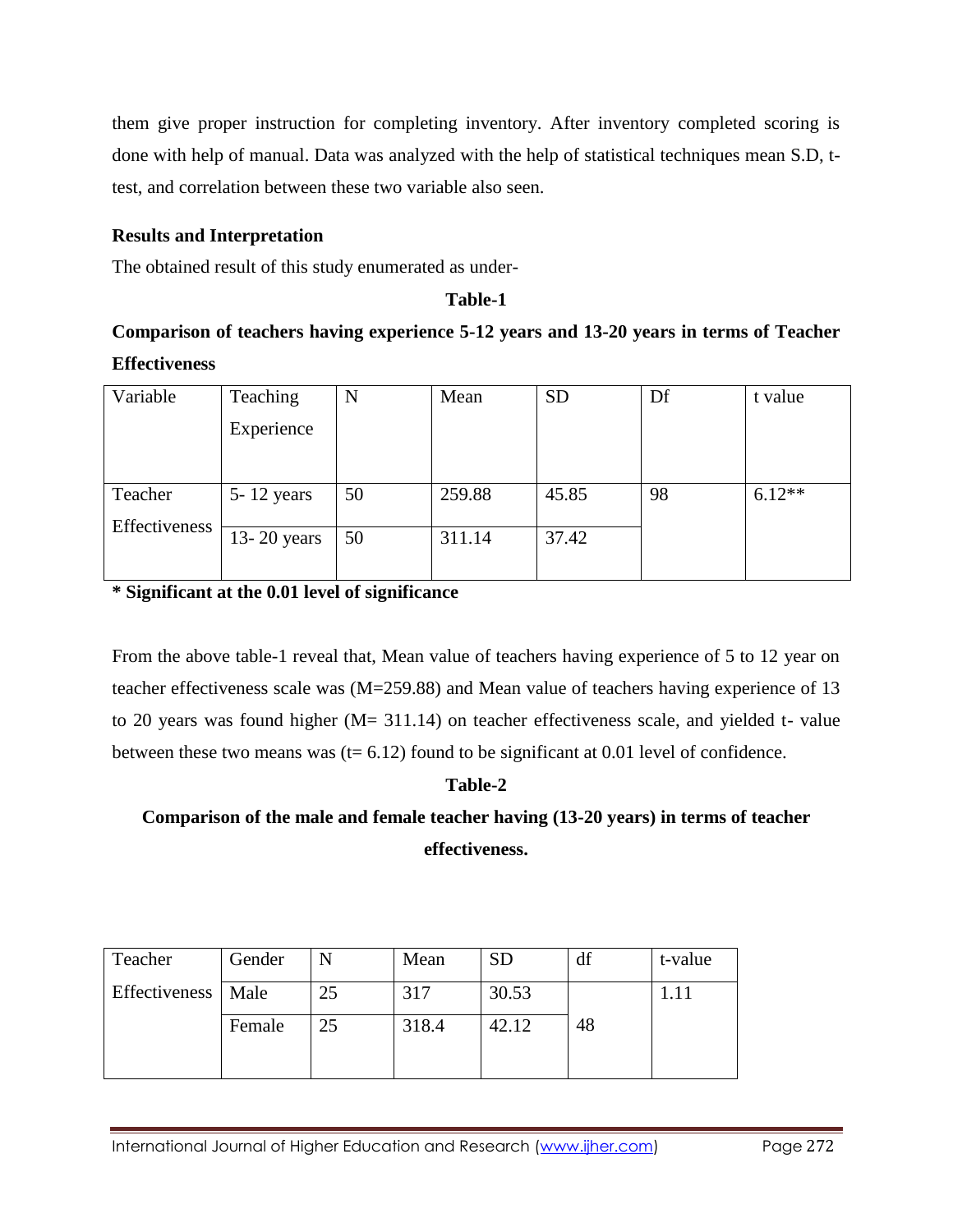them give proper instruction for completing inventory. After inventory completed scoring is done with help of manual. Data was analyzed with the help of statistical techniques mean S.D, t-test, and correlation between these two variable also seen.

**Results and Interpretation**

The obtained result of this study enumerated as under-

**Table-1**

**Comparison of teachers having experience 5-12 years and 13-20 years in terms of Teacher Effectiveness**

| Variable | Teaching Experience | N | Mean | SD | Df | t value |
|---|---|---|---|---|---|---|
| Teacher Effectiveness | 5- 12 years | 50 | 259.88 | 45.85 | 98 | 6.12** |
| | 13- 20 years | 50 | 311.14 | 37.42 | | |

**\* Significant at the 0.01 level of significance**

From the above table-1 reveal that, Mean value of teachers having experience of 5 to 12 year on teacher effectiveness scale was (M=259.88) and Mean value of teachers having experience of 13 to 20 years was found higher (M= 311.14) on teacher effectiveness scale, and yielded t- value between these two means was (t= 6.12) found to be significant at 0.01 level of confidence.

**Table-2**

**Comparison of the male and female teacher having (13-20 years) in terms of teacher effectiveness.**

| Teacher Effectiveness | Gender | N | Mean | SD | df | t-value |
|---|---|---|---|---|---|---|
| | Male | 25 | 317 | 30.53 | 48 | 1.11 |
| | Female | 25 | 318.4 | 42.12 | | |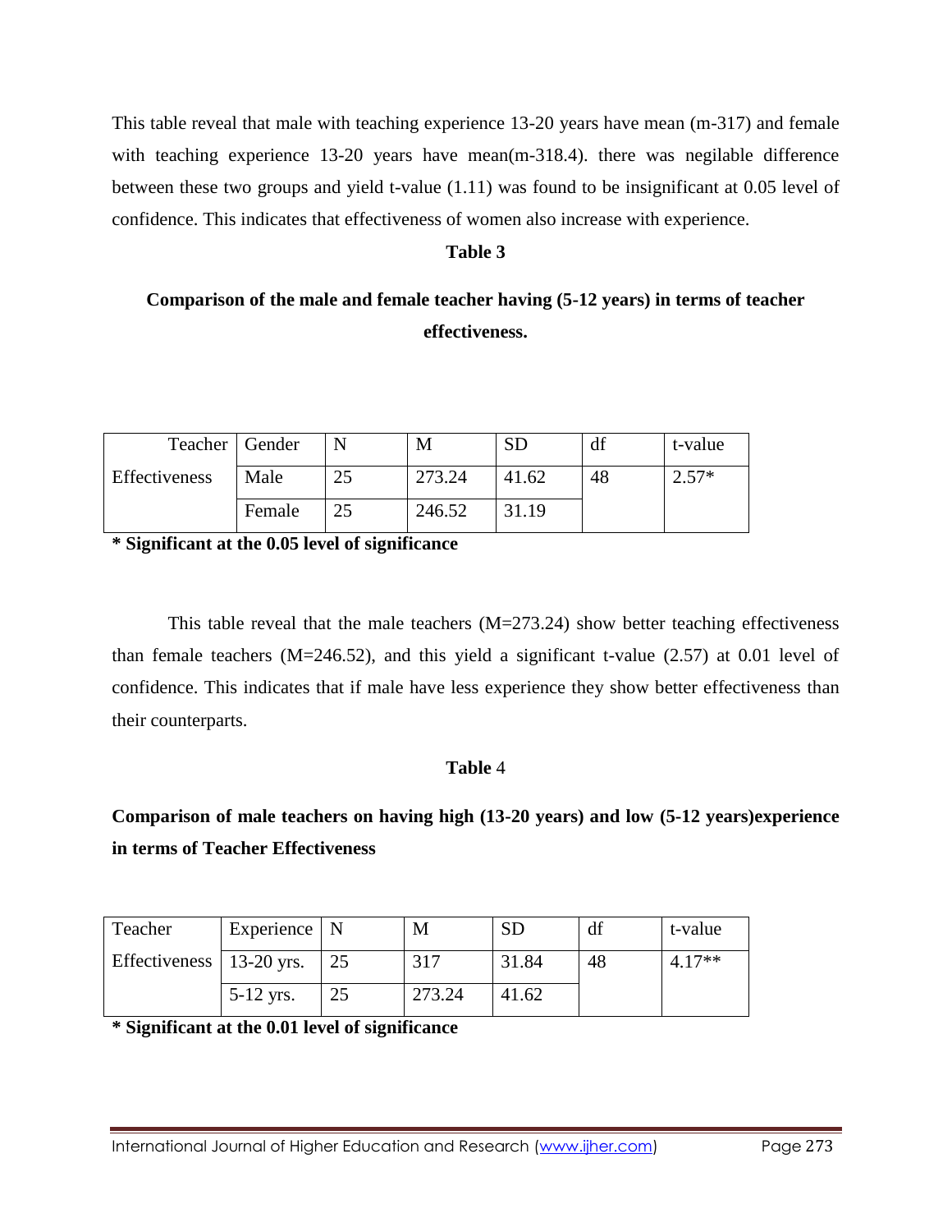This table reveal that male with teaching experience 13-20 years have mean (m-317) and female with teaching experience 13-20 years have mean(m-318.4). there was negilable difference between these two groups and yield t-value (1.11) was found to be insignificant at 0.05 level of confidence. This indicates that effectiveness of women also increase with experience.

**Table 3**

**Comparison of the male and female teacher having (5-12 years) in terms of teacher effectiveness.**

| Teacher Effectiveness | Gender | N | M | SD | df | t-value |
|---|---|---|---|---|---|---|
| | Male | 25 | 273.24 | 41.62 | 48 | 2.57* |
| | Female | 25 | 246.52 | 31.19 | | |

**\* Significant at the 0.05 level of significance**

This table reveal that the male teachers (M=273.24) show better teaching effectiveness than female teachers (M=246.52), and this yield a significant t-value (2.57) at 0.01 level of confidence. This indicates that if male have less experience they show better effectiveness than their counterparts.

**Table** 4

**Comparison of male teachers on having high (13-20 years) and low (5-12 years)experience in terms of Teacher Effectiveness**

| Teacher Effectiveness | Experience | N | M | SD | df | t-value |
|---|---|---|---|---|---|---|
| | 13-20 yrs. | 25 | 317 | 31.84 | 48 | 4.17** |
| | 5-12 yrs. | 25 | 273.24 | 41.62 | | |

**\* Significant at the 0.01 level of significance**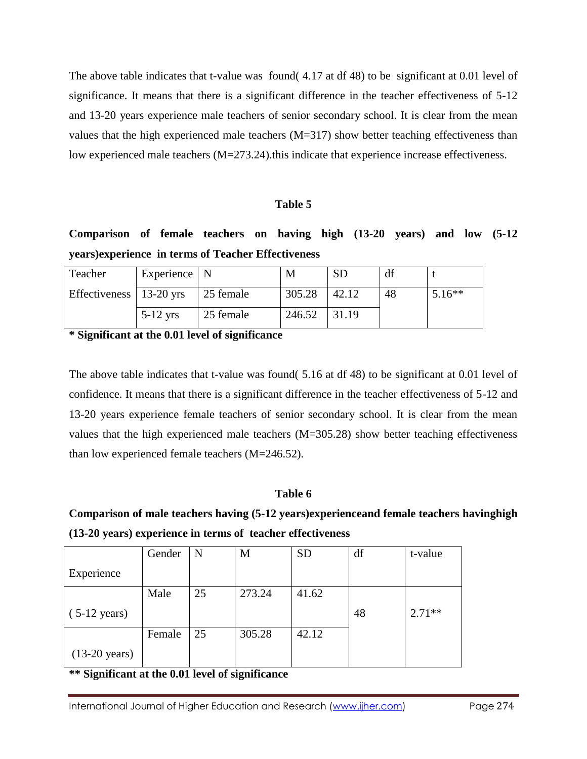The above table indicates that t-value was found( 4.17 at df 48) to be significant at 0.01 level of significance. It means that there is a significant difference in the teacher effectiveness of 5-12 and 13-20 years experience male teachers of senior secondary school. It is clear from the mean values that the high experienced male teachers (M=317) show better teaching effectiveness than low experienced male teachers (M=273.24).this indicate that experience increase effectiveness.

**Table 5**

**Comparison of female teachers on having high (13-20 years) and low (5-12 years)experience in terms of Teacher Effectiveness**

| Teacher Effectiveness | Experience | N | M | SD | df | t |
|---|---|---|---|---|---|---|
| | 13-20 yrs | 25 female | 305.28 | 42.12 | 48 | 5.16** |
| | 5-12 yrs | 25 female | 246.52 | 31.19 | | |

**\* Significant at the 0.01 level of significance**

The above table indicates that t-value was found( 5.16 at df 48) to be significant at 0.01 level of confidence. It means that there is a significant difference in the teacher effectiveness of 5-12 and 13-20 years experience female teachers of senior secondary school. It is clear from the mean values that the high experienced male teachers (M=305.28) show better teaching effectiveness than low experienced female teachers (M=246.52).

**Table 6**

**Comparison of male teachers having (5-12 years)experienceand female teachers havinghigh (13-20 years) experience in terms of teacher effectiveness**

| Experience | Gender | N | M | SD | df | t-value |
|---|---|---|---|---|---|---|
| ( 5-12 years) | Male | 25 | 273.24 | 41.62 | 48 | 2.71** |
| (13-20 years) | Female | 25 | 305.28 | 42.12 | | |

**\*\* Significant at the 0.01 level of significance**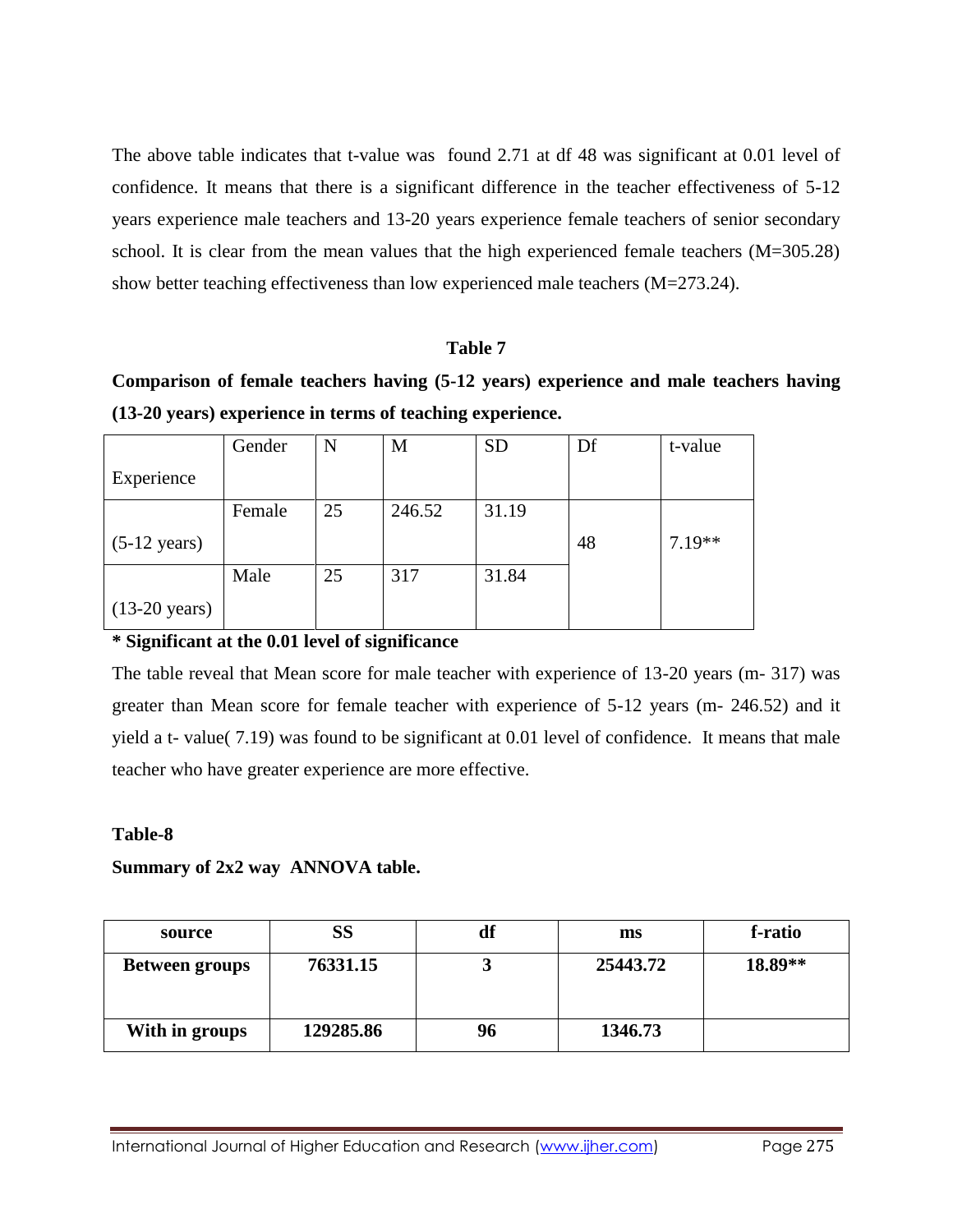The above table indicates that t-value was found 2.71 at df 48 was significant at 0.01 level of confidence. It means that there is a significant difference in the teacher effectiveness of 5-12 years experience male teachers and 13-20 years experience female teachers of senior secondary school. It is clear from the mean values that the high experienced female teachers (M=305.28) show better teaching effectiveness than low experienced male teachers (M=273.24).

**Table 7**

**Comparison of female teachers having (5-12 years) experience and male teachers having (13-20 years) experience in terms of teaching experience.**

| Experience | Gender | N | M | SD | Df | t-value |
|---|---|---|---|---|---|---|
| (5-12 years) | Female | 25 | 246.52 | 31.19 | 48 | 7.19** |
| (13-20 years) | Male | 25 | 317 | 31.84 | | |

**\* Significant at the 0.01 level of significance**

The table reveal that Mean score for male teacher with experience of 13-20 years (m- 317) was greater than Mean score for female teacher with experience of 5-12 years (m- 246.52) and it yield a t- value( 7.19) was found to be significant at 0.01 level of confidence. It means that male teacher who have greater experience are more effective.

**Table-8**

**Summary of 2x2 way ANNOVA table.**

| source | SS | df | ms | f-ratio |
|---|---|---|---|---|
| **Between groups** | **76331.15** | **3** | **25443.72** | **18.89\*\*** |
| **With in groups** | **129285.86** | **96** | **1346.73** | |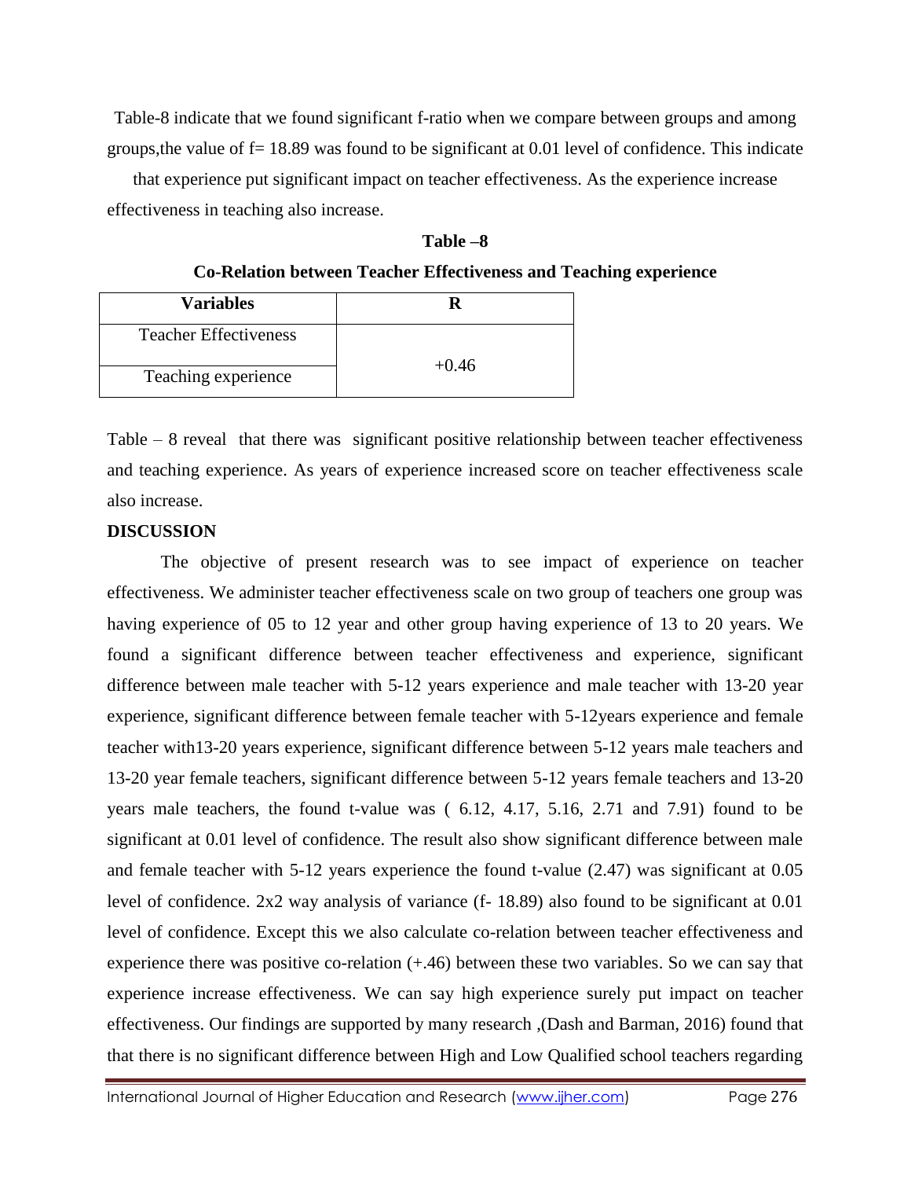Table-8 indicate that we found significant f-ratio when we compare between groups and among groups,the value of f= 18.89 was found to be significant at 0.01 level of confidence. This indicate that experience put significant impact on teacher effectiveness. As the experience increase effectiveness in teaching also increase.

**Table –8**

**Co-Relation between Teacher Effectiveness and Teaching experience**

| Variables | R |
|---|---|
| Teacher Effectiveness | +0.46 |
| Teaching experience | |

Table – 8 reveal that there was significant positive relationship between teacher effectiveness and teaching experience. As years of experience increased score on teacher effectiveness scale also increase.

**DISCUSSION**

The objective of present research was to see impact of experience on teacher effectiveness. We administer teacher effectiveness scale on two group of teachers one group was having experience of 05 to 12 year and other group having experience of 13 to 20 years. We found a significant difference between teacher effectiveness and experience, significant difference between male teacher with 5-12 years experience and male teacher with 13-20 year experience, significant difference between female teacher with 5-12years experience and female teacher with13-20 years experience, significant difference between 5-12 years male teachers and 13-20 year female teachers, significant difference between 5-12 years female teachers and 13-20 years male teachers, the found t-value was ( 6.12, 4.17, 5.16, 2.71 and 7.91) found to be significant at 0.01 level of confidence. The result also show significant difference between male and female teacher with 5-12 years experience the found t-value (2.47) was significant at 0.05 level of confidence. 2x2 way analysis of variance (f- 18.89) also found to be significant at 0.01 level of confidence. Except this we also calculate co-relation between teacher effectiveness and experience there was positive co-relation (+.46) between these two variables. So we can say that experience increase effectiveness. We can say high experience surely put impact on teacher effectiveness. Our findings are supported by many research ,(Dash and Barman, 2016) found that that there is no significant difference between High and Low Qualified school teachers regarding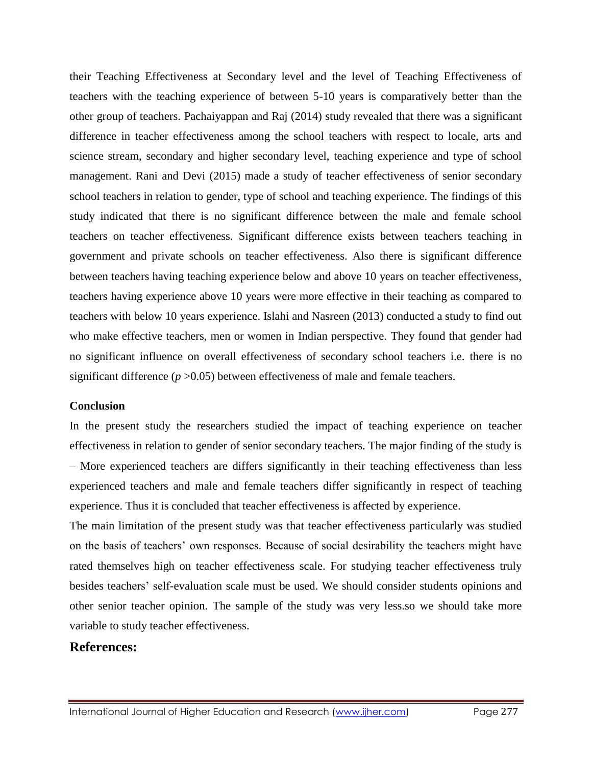their Teaching Effectiveness at Secondary level and the level of Teaching Effectiveness of teachers with the teaching experience of between 5-10 years is comparatively better than the other group of teachers. Pachaiyappan and Raj (2014) study revealed that there was a significant difference in teacher effectiveness among the school teachers with respect to locale, arts and science stream, secondary and higher secondary level, teaching experience and type of school management. Rani and Devi (2015) made a study of teacher effectiveness of senior secondary school teachers in relation to gender, type of school and teaching experience. The findings of this study indicated that there is no significant difference between the male and female school teachers on teacher effectiveness. Significant difference exists between teachers teaching in government and private schools on teacher effectiveness. Also there is significant difference between teachers having teaching experience below and above 10 years on teacher effectiveness, teachers having experience above 10 years were more effective in their teaching as compared to teachers with below 10 years experience. Islahi and Nasreen (2013) conducted a study to find out who make effective teachers, men or women in Indian perspective. They found that gender had no significant influence on overall effectiveness of secondary school teachers i.e. there is no significant difference ($p > 0.05$) between effectiveness of male and female teachers.

**Conclusion**

In the present study the researchers studied the impact of teaching experience on teacher effectiveness in relation to gender of senior secondary teachers. The major finding of the study is – More experienced teachers are differs significantly in their teaching effectiveness than less experienced teachers and male and female teachers differ significantly in respect of teaching experience. Thus it is concluded that teacher effectiveness is affected by experience.

The main limitation of the present study was that teacher effectiveness particularly was studied on the basis of teachers' own responses. Because of social desirability the teachers might have rated themselves high on teacher effectiveness scale. For studying teacher effectiveness truly besides teachers' self-evaluation scale must be used. We should consider students opinions and other senior teacher opinion. The sample of the study was very less.so we should take more variable to study teacher effectiveness.

## References: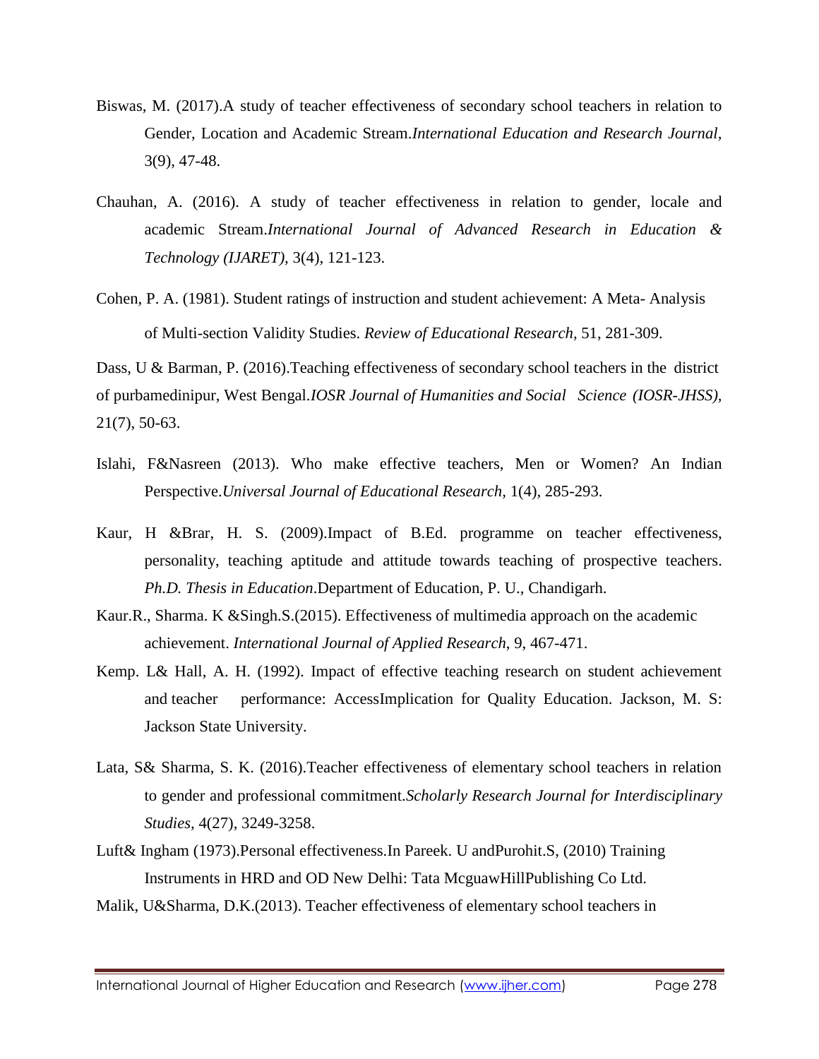Biswas, M. (2017).A study of teacher effectiveness of secondary school teachers in relation to Gender, Location and Academic Stream.*International Education and Research Journal*, 3(9), 47-48.

Chauhan, A. (2016). A study of teacher effectiveness in relation to gender, locale and academic Stream.*International Journal of Advanced Research in Education & Technology (IJARET)*, 3(4), 121-123.

Cohen, P. A. (1981). Student ratings of instruction and student achievement: A Meta- Analysis of Multi-section Validity Studies. *Review of Educational Research,* 51, 281-309.

Dass, U & Barman, P. (2016).Teaching effectiveness of secondary school teachers in the district of purbamedinipur, West Bengal.*IOSR Journal of Humanities and Social Science (IOSR-JHSS),* 21(7), 50-63.

Islahi, F&Nasreen (2013). Who make effective teachers, Men or Women? An Indian Perspective.*Universal Journal of Educational Research,* 1(4), 285-293.

Kaur, H &Brar, H. S. (2009).Impact of B.Ed. programme on teacher effectiveness, personality, teaching aptitude and attitude towards teaching of prospective teachers. *Ph.D. Thesis in Education*.Department of Education, P. U., Chandigarh.

Kaur.R., Sharma. K &Singh.S.(2015). Effectiveness of multimedia approach on the academic achievement. *International Journal of Applied Research*, 9, 467-471.

Kemp. L& Hall, A. H. (1992). Impact of effective teaching research on student achievement and teacher performance: AccessImplication for Quality Education. Jackson, M. S: Jackson State University.

Lata, S& Sharma, S. K. (2016).Teacher effectiveness of elementary school teachers in relation to gender and professional commitment.*Scholarly Research Journal for Interdisciplinary Studies,* 4(27), 3249-3258.

Luft& Ingham (1973).Personal effectiveness.In Pareek. U andPurohit.S, (2010) Training Instruments in HRD and OD New Delhi: Tata McguawHillPublishing Co Ltd.

Malik, U&Sharma, D.K.(2013). Teacher effectiveness of elementary school teachers in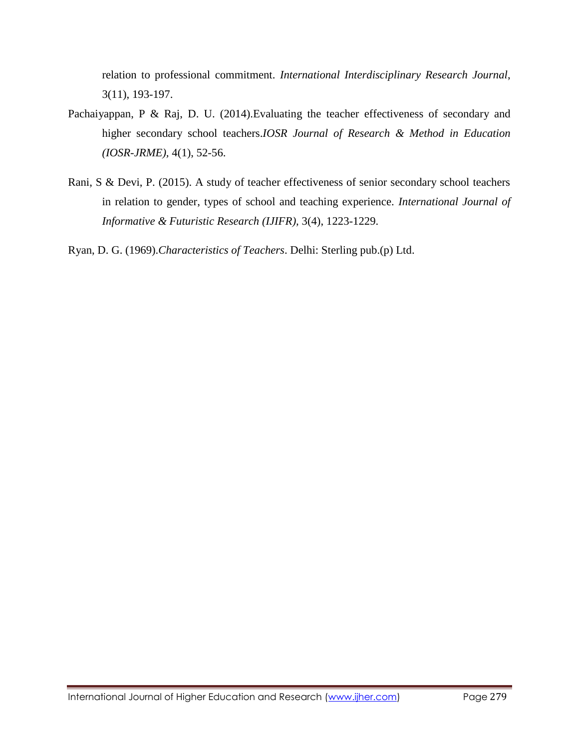relation to professional commitment. *International Interdisciplinary Research Journal*, 3(11), 193-197.

Pachaiyappan, P & Raj, D. U. (2014).Evaluating the teacher effectiveness of secondary and higher secondary school teachers.*IOSR Journal of Research & Method in Education (IOSR-JRME),* 4(1), 52-56.

Rani, S & Devi, P. (2015). A study of teacher effectiveness of senior secondary school teachers in relation to gender, types of school and teaching experience. *International Journal of Informative & Futuristic Research (IJIFR),* 3(4), 1223-1229.

Ryan, D. G. (1969).*Characteristics of Teachers*. Delhi: Sterling pub.(p) Ltd.